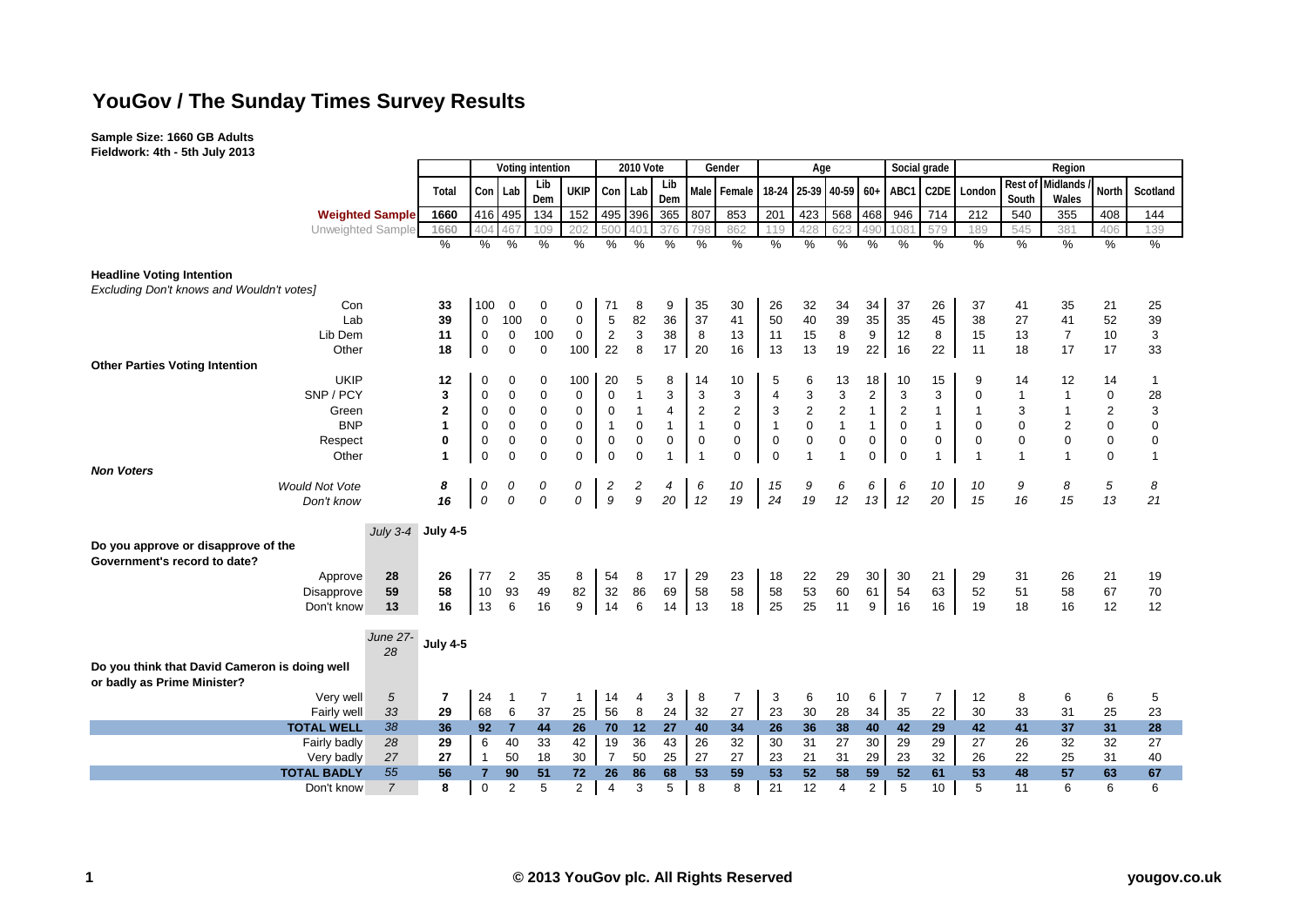# YouGov / The Sunday Times Survey Results

**Sample Size: 1660 GB Adults**
**Fieldwork: 4th - 5th July 2013**

| | | Total | Voting intention | | | | 2010 Vote | | | Gender | | Age | | | | Social grade | | Region | | | | |
|---|---|---|---|---|---|---|---|---|---|---|---|---|---|---|---|---|---|---|---|---|---|---|
| | | | Con | Lab | Lib Dem | UKIP | Con | Lab | Lib Dem | Male | Female | 18-24 | 25-39 | 40-59 | 60+ | ABC1 | C2DE | London | Rest of South | Midlands / Wales | North | Scotland |
| **Weighted Sample** | | 1660 | 416 | 495 | 134 | 152 | 495 | 396 | 365 | 807 | 853 | 201 | 423 | 568 | 468 | 946 | 714 | 212 | 540 | 355 | 408 | 144 |
| Unweighted Sample | | 1660 | 404 | 467 | 109 | 202 | 500 | 401 | 376 | 798 | 862 | 119 | 428 | 623 | 490 | 1081 | 579 | 189 | 545 | 381 | 406 | 139 |
| | | % | % | % | % | % | % | % | % | % | % | % | % | % | % | % | % | % | % | % | % | % |
| **Headline Voting Intention** | | | | | | | | | | | | | | | | | | | | | | |
| *Excluding Don't knows and Wouldn't votes]* | | | | | | | | | | | | | | | | | | | | | | |
| Con | | 33 | 100 | 0 | 0 | 0 | 71 | 8 | 9 | 35 | 30 | 26 | 32 | 34 | 34 | 37 | 26 | 37 | 41 | 35 | 21 | 25 |
| Lab | | 39 | 0 | 100 | 0 | 0 | 5 | 82 | 36 | 37 | 41 | 50 | 40 | 39 | 35 | 35 | 45 | 38 | 27 | 41 | 52 | 39 |
| Lib Dem | | 11 | 0 | 0 | 100 | 0 | 2 | 3 | 38 | 8 | 13 | 11 | 15 | 8 | 9 | 12 | 8 | 15 | 13 | 7 | 10 | 3 |
| Other | | 18 | 0 | 0 | 0 | 100 | 22 | 8 | 17 | 20 | 16 | 13 | 13 | 19 | 22 | 16 | 22 | 11 | 18 | 17 | 17 | 33 |
| **Other Parties Voting Intention** | | | | | | | | | | | | | | | | | | | | | | |
| UKIP | | 12 | 0 | 0 | 0 | 100 | 20 | 5 | 8 | 14 | 10 | 5 | 6 | 13 | 18 | 10 | 15 | 9 | 14 | 12 | 14 | 1 |
| SNP / PCY | | 3 | 0 | 0 | 0 | 0 | 0 | 1 | 3 | 3 | 3 | 4 | 3 | 3 | 2 | 3 | 3 | 0 | 1 | 1 | 0 | 28 |
| Green | | 2 | 0 | 0 | 0 | 0 | 0 | 1 | 4 | 2 | 2 | 3 | 2 | 2 | 1 | 2 | 1 | 1 | 3 | 1 | 2 | 3 |
| BNP | | 1 | 0 | 0 | 0 | 0 | 1 | 0 | 1 | 1 | 0 | 1 | 0 | 1 | 1 | 0 | 1 | 0 | 0 | 2 | 0 | 0 |
| Respect | | 0 | 0 | 0 | 0 | 0 | 0 | 0 | 0 | 0 | 0 | 0 | 0 | 0 | 0 | 0 | 0 | 0 | 0 | 0 | 0 | 0 |
| Other | | 1 | 0 | 0 | 0 | 0 | 0 | 0 | 1 | 1 | 0 | 0 | 1 | 1 | 0 | 0 | 1 | 1 | 1 | 1 | 0 | 1 |
| ***Non Voters*** | | | | | | | | | | | | | | | | | | | | | | |
| *Would Not Vote* | | *8* | *0* | *0* | *0* | *0* | *2* | *2* | *4* | *6* | *10* | *15* | *9* | *6* | *6* | *6* | *10* | *10* | *9* | *8* | *5* | *8* |
| *Don't know* | | *16* | *0* | *0* | *0* | *0* | *9* | *9* | *20* | *12* | *19* | *24* | *19* | *12* | *13* | *12* | *20* | *15* | *16* | *15* | *13* | *21* |
| | *July 3-4* | **July 4-5** | | | | | | | | | | | | | | | | | | | | |
| **Do you approve or disapprove of the Government's record to date?** | | | | | | | | | | | | | | | | | | | | | | |
| Approve | 28 | 26 | 77 | 2 | 35 | 8 | 54 | 8 | 17 | 29 | 23 | 18 | 22 | 29 | 30 | 30 | 21 | 29 | 31 | 26 | 21 | 19 |
| Disapprove | 59 | 58 | 10 | 93 | 49 | 82 | 32 | 86 | 69 | 58 | 58 | 58 | 53 | 60 | 61 | 54 | 63 | 52 | 51 | 58 | 67 | 70 |
| Don't know | 13 | 16 | 13 | 6 | 16 | 9 | 14 | 6 | 14 | 13 | 18 | 25 | 25 | 11 | 9 | 16 | 16 | 19 | 18 | 16 | 12 | 12 |
| | *June 27-28* | **July 4-5** | | | | | | | | | | | | | | | | | | | | |
| **Do you think that David Cameron is doing well or badly as Prime Minister?** | | | | | | | | | | | | | | | | | | | | | | |
| Very well | 5 | 7 | 24 | 1 | 7 | 1 | 14 | 4 | 3 | 8 | 7 | 3 | 6 | 10 | 6 | 7 | 7 | 12 | 8 | 6 | 6 | 5 |
| Fairly well | 33 | 29 | 68 | 6 | 37 | 25 | 56 | 8 | 24 | 32 | 27 | 23 | 30 | 28 | 34 | 35 | 22 | 30 | 33 | 31 | 25 | 23 |
| **TOTAL WELL** | 38 | **36** | **92** | **7** | **44** | **26** | **70** | **12** | **27** | **40** | **34** | **26** | **36** | **38** | **40** | **42** | **29** | **42** | **41** | **37** | **31** | **28** |
| Fairly badly | 28 | 29 | 6 | 40 | 33 | 42 | 19 | 36 | 43 | 26 | 32 | 30 | 31 | 27 | 30 | 29 | 29 | 27 | 26 | 32 | 32 | 27 |
| Very badly | 27 | 27 | 1 | 50 | 18 | 30 | 7 | 50 | 25 | 27 | 27 | 23 | 21 | 31 | 29 | 23 | 32 | 26 | 22 | 25 | 31 | 40 |
| **TOTAL BADLY** | 55 | **56** | **7** | **90** | **51** | **72** | **26** | **86** | **68** | **53** | **59** | **53** | **52** | **58** | **59** | **52** | **61** | **53** | **48** | **57** | **63** | **67** |
| Don't know | 7 | 8 | 0 | 2 | 5 | 2 | 4 | 3 | 5 | 8 | 8 | 21 | 12 | 4 | 2 | 5 | 10 | 5 | 11 | 6 | 6 | 6 |

© 2013 YouGov plc. All Rights Reserved

yougov.co.uk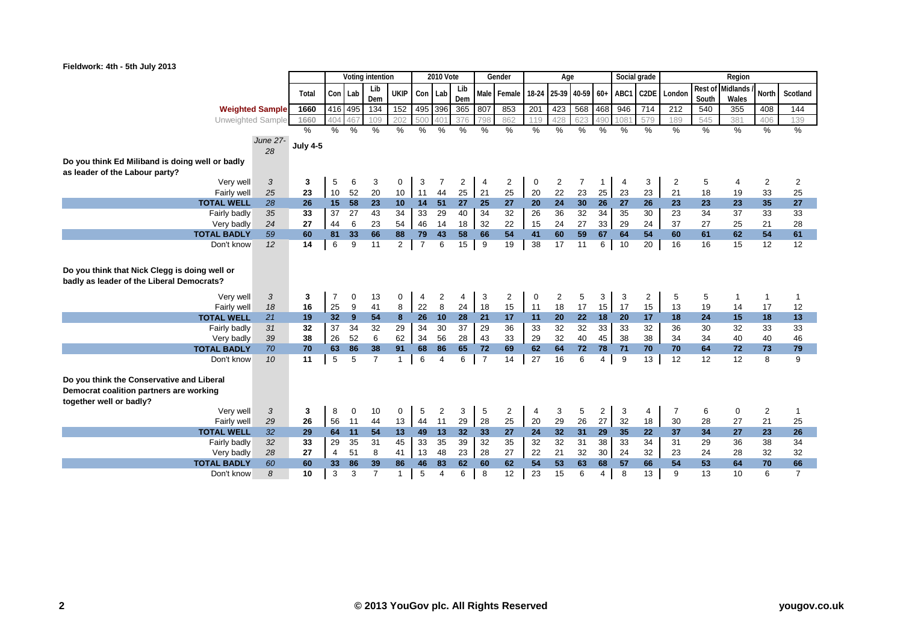**Fieldwork: 4th - 5th July 2013**

| | June 27-28 | July 4-5 | Voting intention | | | | 2010 Vote | | | Gender | | Age | | | | Social grade | | Region | | | | |
|---|---|---|---|---|---|---|---|---|---|---|---|---|---|---|---|---|---|---|---|---|---|---|
| | | Total | Con | Lab | Lib Dem | UKIP | Con | Lab | Lib Dem | Male | Female | 18-24 | 25-39 | 40-59 | 60+ | ABC1 | C2DE | London | Rest of South | Midlands / Wales | North | Scotland |
| **Weighted Sample** | | 1660 | 416 | 495 | 134 | 152 | 495 | 396 | 365 | 807 | 853 | 201 | 423 | 568 | 468 | 946 | 714 | 212 | 540 | 355 | 408 | 144 |
| Unweighted Sample | | 1660 | 404 | 467 | 109 | 202 | 500 | 401 | 376 | 798 | 862 | 119 | 428 | 623 | 490 | 1081 | 579 | 189 | 545 | 381 | 406 | 139 |
| | | % | % | % | % | % | % | % | % | % | % | % | % | % | % | % | % | % | % | % | % | % |
| **Do you think Ed Miliband is doing well or badly as leader of the Labour party?** | | | | | | | | | | | | | | | | | | | | | | |
| Very well | 3 | 3 | 5 | 6 | 3 | 0 | 3 | 7 | 2 | 4 | 2 | 0 | 2 | 7 | 1 | 4 | 3 | 2 | 5 | 4 | 2 | 2 |
| Fairly well | 25 | 23 | 10 | 52 | 20 | 10 | 11 | 44 | 25 | 21 | 25 | 20 | 22 | 23 | 25 | 23 | 23 | 21 | 18 | 19 | 33 | 25 |
| **TOTAL WELL** | 28 | **26** | **15** | **58** | **23** | **10** | **14** | **51** | **27** | **25** | **27** | **20** | **24** | **30** | **26** | **27** | **26** | **23** | **23** | **23** | **35** | **27** |
| Fairly badly | 35 | 33 | 37 | 27 | 43 | 34 | 33 | 29 | 40 | 34 | 32 | 26 | 36 | 32 | 34 | 35 | 30 | 23 | 34 | 37 | 33 | 33 |
| Very badly | 24 | 27 | 44 | 6 | 23 | 54 | 46 | 14 | 18 | 32 | 22 | 15 | 24 | 27 | 33 | 29 | 24 | 37 | 27 | 25 | 21 | 28 |
| **TOTAL BADLY** | 59 | **60** | **81** | **33** | **66** | **88** | **79** | **43** | **58** | **66** | **54** | **41** | **60** | **59** | **67** | **64** | **54** | **60** | **61** | **62** | **54** | **61** |
| Don't know | 12 | 14 | 6 | 9 | 11 | 2 | 7 | 6 | 15 | 9 | 19 | 38 | 17 | 11 | 6 | 10 | 20 | 16 | 16 | 15 | 12 | 12 |
| **Do you think that Nick Clegg is doing well or badly as leader of the Liberal Democrats?** | | | | | | | | | | | | | | | | | | | | | | |
| Very well | 3 | 3 | 7 | 0 | 13 | 0 | 4 | 2 | 4 | 3 | 2 | 0 | 2 | 5 | 3 | 3 | 2 | 5 | 5 | 1 | 1 | 1 |
| Fairly well | 18 | 16 | 25 | 9 | 41 | 8 | 22 | 8 | 24 | 18 | 15 | 11 | 18 | 17 | 15 | 17 | 15 | 13 | 19 | 14 | 17 | 12 |
| **TOTAL WELL** | 21 | **19** | **32** | **9** | **54** | **8** | **26** | **10** | **28** | **21** | **17** | **11** | **20** | **22** | **18** | **20** | **17** | **18** | **24** | **15** | **18** | **13** |
| Fairly badly | 31 | 32 | 37 | 34 | 32 | 29 | 34 | 30 | 37 | 29 | 36 | 33 | 32 | 32 | 33 | 33 | 32 | 36 | 30 | 32 | 33 | 33 |
| Very badly | 39 | 38 | 26 | 52 | 6 | 62 | 34 | 56 | 28 | 43 | 33 | 29 | 32 | 40 | 45 | 38 | 38 | 34 | 34 | 40 | 40 | 46 |
| **TOTAL BADLY** | 70 | **70** | **63** | **86** | **38** | **91** | **68** | **86** | **65** | **72** | **69** | **62** | **64** | **72** | **78** | **71** | **70** | **70** | **64** | **72** | **73** | **79** |
| Don't know | 10 | 11 | 5 | 5 | 7 | 1 | 6 | 4 | 6 | 7 | 14 | 27 | 16 | 6 | 4 | 9 | 13 | 12 | 12 | 12 | 8 | 9 |
| **Do you think the Conservative and Liberal Democrat coalition partners are working together well or badly?** | | | | | | | | | | | | | | | | | | | | | | |
| Very well | 3 | 3 | 8 | 0 | 10 | 0 | 5 | 2 | 3 | 5 | 2 | 4 | 3 | 5 | 2 | 3 | 4 | 7 | 6 | 0 | 2 | 1 |
| Fairly well | 29 | 26 | 56 | 11 | 44 | 13 | 44 | 11 | 29 | 28 | 25 | 20 | 29 | 26 | 27 | 32 | 18 | 30 | 28 | 27 | 21 | 25 |
| **TOTAL WELL** | 32 | **29** | **64** | **11** | **54** | **13** | **49** | **13** | **32** | **33** | **27** | **24** | **32** | **31** | **29** | **35** | **22** | **37** | **34** | **27** | **23** | **26** |
| Fairly badly | 32 | 33 | 29 | 35 | 31 | 45 | 33 | 35 | 39 | 32 | 35 | 32 | 32 | 31 | 38 | 33 | 34 | 31 | 29 | 36 | 38 | 34 |
| Very badly | 28 | 27 | 4 | 51 | 8 | 41 | 13 | 48 | 23 | 28 | 27 | 22 | 21 | 32 | 30 | 24 | 32 | 23 | 24 | 28 | 32 | 32 |
| **TOTAL BADLY** | 60 | **60** | **33** | **86** | **39** | **86** | **46** | **83** | **62** | **60** | **62** | **54** | **53** | **63** | **68** | **57** | **66** | **54** | **53** | **64** | **70** | **66** |
| Don't know | 8 | 10 | 3 | 3 | 7 | 1 | 5 | 4 | 6 | 8 | 12 | 23 | 15 | 6 | 4 | 8 | 13 | 9 | 13 | 10 | 6 | 7 |

© 2013 YouGov plc. All Rights Reserved

yougov.co.uk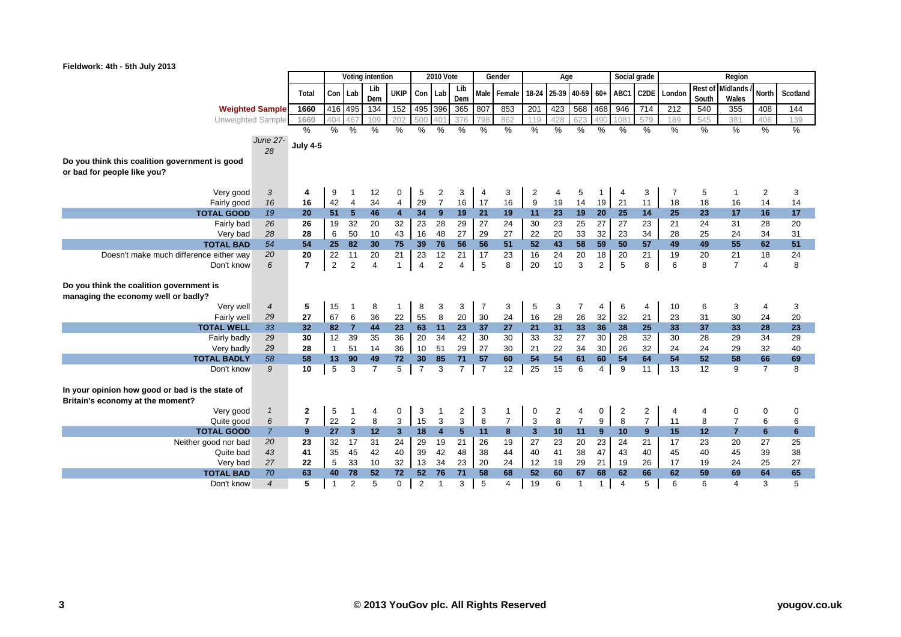**Fieldwork: 4th - 5th July 2013**

| | | Total | Voting intention | | | | 2010 Vote | | | Gender | | Age | | | | Social grade | | Region | | | | |
|---|---|---|---|---|---|---|---|---|---|---|---|---|---|---|---|---|---|---|---|---|---|---|
| | | | Con | Lab | Lib Dem | UKIP | Con | Lab | Lib Dem | Male | Female | 18-24 | 25-39 | 40-59 | 60+ | ABC1 | C2DE | London | Rest of South | Midlands / Wales | North | Scotland |
| **Weighted Sample** | | 1660 | 416 | 495 | 134 | 152 | 495 | 396 | 365 | 807 | 853 | 201 | 423 | 568 | 468 | 946 | 714 | 212 | 540 | 355 | 408 | 144 |
| Unweighted Sample | | 1660 | 404 | 467 | 109 | 202 | 500 | 401 | 376 | 798 | 862 | 119 | 428 | 623 | 490 | 1081 | 579 | 189 | 545 | 381 | 406 | 139 |
| | | % | % | % | % | % | % | % | % | % | % | % | % | % | % | % | % | % | % | % | % | % |
| | *June 27-28* | **July 4-5** | | | | | | | | | | | | | | | | | | | | |
| **Do you think this coalition government is good or bad for people like you?** | | | | | | | | | | | | | | | | | | | | | | |
| Very good | *3* | **4** | 9 | 1 | 12 | 0 | 5 | 2 | 3 | 4 | 3 | 2 | 4 | 5 | 1 | 4 | 3 | 7 | 5 | 1 | 2 | 3 |
| Fairly good | *16* | **16** | 42 | 4 | 34 | 4 | 29 | 7 | 16 | 17 | 16 | 9 | 19 | 14 | 19 | 21 | 11 | 18 | 18 | 16 | 14 | 14 |
| **TOTAL GOOD** | *19* | **20** | **51** | **5** | **46** | **4** | **34** | **9** | **19** | **21** | **19** | **11** | **23** | **19** | **20** | **25** | **14** | **25** | **23** | **17** | **16** | **17** |
| Fairly bad | *26* | **26** | 19 | 32 | 20 | 32 | 23 | 28 | 29 | 27 | 24 | 30 | 23 | 25 | 27 | 27 | 23 | 21 | 24 | 31 | 28 | 20 |
| Very bad | *28* | **28** | 6 | 50 | 10 | 43 | 16 | 48 | 27 | 29 | 27 | 22 | 20 | 33 | 32 | 23 | 34 | 28 | 25 | 24 | 34 | 31 |
| **TOTAL BAD** | *54* | **54** | **25** | **82** | **30** | **75** | **39** | **76** | **56** | **56** | **51** | **52** | **43** | **58** | **59** | **50** | **57** | **49** | **49** | **55** | **62** | **51** |
| Doesn't make much difference either way | *20* | **20** | 22 | 11 | 20 | 21 | 23 | 12 | 21 | 17 | 23 | 16 | 24 | 20 | 18 | 20 | 21 | 19 | 20 | 21 | 18 | 24 |
| Don't know | *6* | **7** | 2 | 2 | 4 | 1 | 4 | 2 | 4 | 5 | 8 | 20 | 10 | 3 | 2 | 5 | 8 | 6 | 8 | 7 | 4 | 8 |
| **Do you think the coalition government is managing the economy well or badly?** | | | | | | | | | | | | | | | | | | | | | | |
| Very well | *4* | **5** | 15 | 1 | 8 | 1 | 8 | 3 | 3 | 7 | 3 | 5 | 3 | 7 | 4 | 6 | 4 | 10 | 6 | 3 | 4 | 3 |
| Fairly well | *29* | **27** | 67 | 6 | 36 | 22 | 55 | 8 | 20 | 30 | 24 | 16 | 28 | 26 | 32 | 32 | 21 | 23 | 31 | 30 | 24 | 20 |
| **TOTAL WELL** | *33* | **32** | **82** | **7** | **44** | **23** | **63** | **11** | **23** | **37** | **27** | **21** | **31** | **33** | **36** | **38** | **25** | **33** | **37** | **33** | **28** | **23** |
| Fairly badly | *29* | **30** | 12 | 39 | 35 | 36 | 20 | 34 | 42 | 30 | 30 | 33 | 32 | 27 | 30 | 28 | 32 | 30 | 28 | 29 | 34 | 29 |
| Very badly | *29* | **28** | 1 | 51 | 14 | 36 | 10 | 51 | 29 | 27 | 30 | 21 | 22 | 34 | 30 | 26 | 32 | 24 | 24 | 29 | 32 | 40 |
| **TOTAL BADLY** | *58* | **58** | **13** | **90** | **49** | **72** | **30** | **85** | **71** | **57** | **60** | **54** | **54** | **61** | **60** | **54** | **64** | **54** | **52** | **58** | **66** | **69** |
| Don't know | *9* | **10** | 5 | 3 | 7 | 5 | 7 | 3 | 7 | 7 | 12 | 25 | 15 | 6 | 4 | 9 | 11 | 13 | 12 | 9 | 7 | 8 |
| **In your opinion how good or bad is the state of Britain's economy at the moment?** | | | | | | | | | | | | | | | | | | | | | | |
| Very good | *1* | **2** | 5 | 1 | 4 | 0 | 3 | 1 | 2 | 3 | 1 | 0 | 2 | 4 | 0 | 2 | 2 | 4 | 4 | 0 | 0 | 0 |
| Quite good | *6* | **7** | 22 | 2 | 8 | 3 | 15 | 3 | 3 | 8 | 7 | 3 | 8 | 7 | 9 | 8 | 7 | 11 | 8 | 7 | 6 | 6 |
| **TOTAL GOOD** | *7* | **9** | **27** | **3** | **12** | **3** | **18** | **4** | **5** | **11** | **8** | **3** | **10** | **11** | **9** | **10** | **9** | **15** | **12** | **7** | **6** | **6** |
| Neither good nor bad | *20* | **23** | 32 | 17 | 31 | 24 | 29 | 19 | 21 | 26 | 19 | 27 | 23 | 20 | 23 | 24 | 21 | 17 | 23 | 20 | 27 | 25 |
| Quite bad | *43* | **41** | 35 | 45 | 42 | 40 | 39 | 42 | 48 | 38 | 44 | 40 | 41 | 38 | 47 | 43 | 40 | 45 | 40 | 45 | 39 | 38 |
| Very bad | *27* | **22** | 5 | 33 | 10 | 32 | 13 | 34 | 23 | 20 | 24 | 12 | 19 | 29 | 21 | 19 | 26 | 17 | 19 | 24 | 25 | 27 |
| **TOTAL BAD** | *70* | **63** | **40** | **78** | **52** | **72** | **52** | **76** | **71** | **58** | **68** | **52** | **60** | **67** | **68** | **62** | **66** | **62** | **59** | **69** | **64** | **65** |
| Don't know | *4* | **5** | 1 | 2 | 5 | 0 | 2 | 1 | 3 | 5 | 4 | 19 | 6 | 1 | 1 | 4 | 5 | 6 | 6 | 4 | 3 | 5 |

**© 2013 YouGov plc. All Rights Reserved** **yougov.co.uk**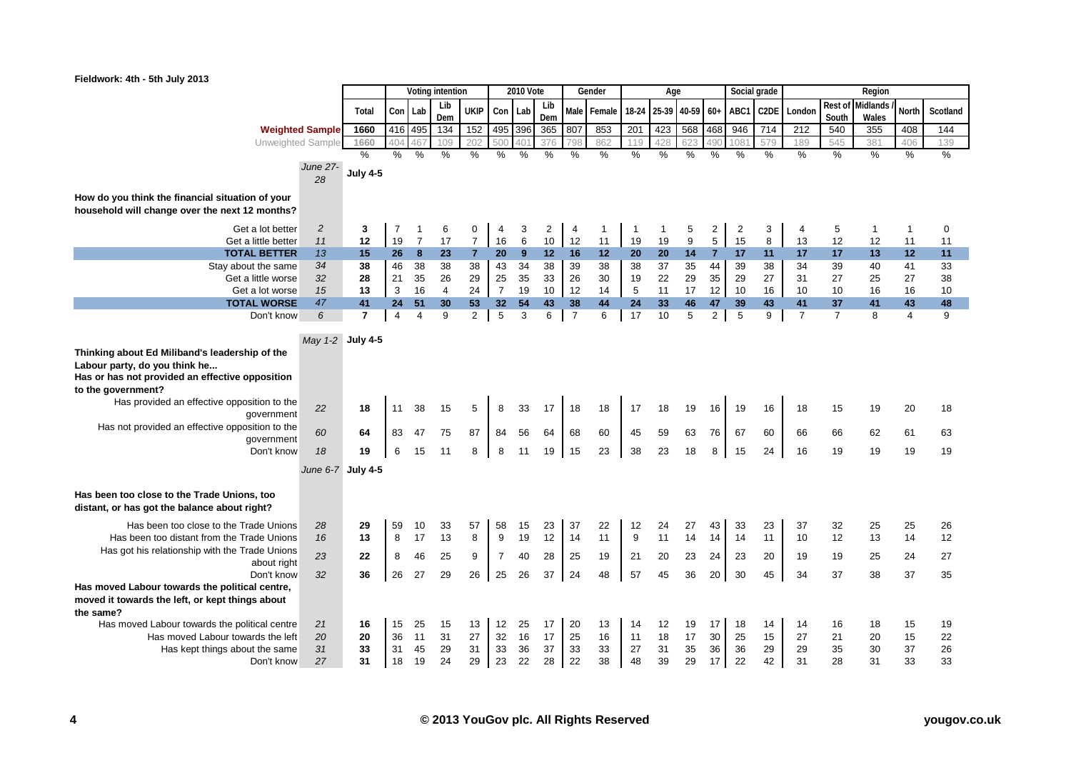Fieldwork: 4th - 5th July 2013

| | | | Voting intention | | | | 2010 Vote | | | Gender | | Age | | | | Social grade | | Region | | | | |
|---|---|---|---|---|---|---|---|---|---|---|---|---|---|---|---|---|---|---|---|---|---|---|
| | | Total | Con | Lab | Lib Dem | UKIP | Con | Lab | Lib Dem | Male | Female | 18-24 | 25-39 | 40-59 | 60+ | ABC1 | C2DE | London | Rest of South | Midlands / Wales | North | Scotland |
| **Weighted Sample** | | 1660 | 416 | 495 | 134 | 152 | 495 | 396 | 365 | 807 | 853 | 201 | 423 | 568 | 468 | 946 | 714 | 212 | 540 | 355 | 408 | 144 |
| Unweighted Sample | | 1660 | 404 | 467 | 109 | 202 | 500 | 401 | 376 | 798 | 862 | 119 | 428 | 623 | 490 | 1081 | 579 | 189 | 545 | 381 | 406 | 139 |
| | | % | % | % | % | % | % | % | % | % | % | % | % | % | % | % | % | % | % | % | % | % |
| | *June 27-28* | **July 4-5** | | | | | | | | | | | | | | | | | | | | |
| **How do you think the financial situation of your household will change over the next 12 months?** | | | | | | | | | | | | | | | | | | | | | | |
| Get a lot better | *2* | 3 | 7 | 1 | 6 | 0 | 4 | 3 | 2 | 4 | 1 | 1 | 1 | 5 | 2 | 2 | 3 | 4 | 5 | 1 | 1 | 0 |
| Get a little better | *11* | 12 | 19 | 7 | 17 | 7 | 16 | 6 | 10 | 12 | 11 | 19 | 19 | 9 | 5 | 15 | 8 | 13 | 12 | 12 | 11 | 11 |
| **TOTAL BETTER** | *13* | **15** | **26** | **8** | **23** | **7** | **20** | **9** | **12** | **16** | **12** | **20** | **20** | **14** | **7** | **17** | **11** | **17** | **17** | **13** | **12** | **11** |
| Stay about the same | *34* | 38 | 46 | 38 | 38 | 38 | 43 | 34 | 38 | 39 | 38 | 38 | 37 | 35 | 44 | 39 | 38 | 34 | 39 | 40 | 41 | 33 |
| Get a little worse | *32* | 28 | 21 | 35 | 26 | 29 | 25 | 35 | 33 | 26 | 30 | 19 | 22 | 29 | 35 | 29 | 27 | 31 | 27 | 25 | 27 | 38 |
| Get a lot worse | *15* | 13 | 3 | 16 | 4 | 24 | 7 | 19 | 10 | 12 | 14 | 5 | 11 | 17 | 12 | 10 | 16 | 10 | 10 | 16 | 16 | 10 |
| **TOTAL WORSE** | *47* | **41** | **24** | **51** | **30** | **53** | **32** | **54** | **43** | **38** | **44** | **24** | **33** | **46** | **47** | **39** | **43** | **41** | **37** | **41** | **43** | **48** |
| Don't know | *6* | 7 | 4 | 4 | 9 | 2 | 5 | 3 | 6 | 7 | 6 | 17 | 10 | 5 | 2 | 5 | 9 | 7 | 7 | 8 | 4 | 9 |
| | *May 1-2* | **July 4-5** | | | | | | | | | | | | | | | | | | | | |
| **Thinking about Ed Miliband's leadership of the Labour party, do you think he... Has or has not provided an effective opposition to the government?** | | | | | | | | | | | | | | | | | | | | | | |
| Has provided an effective opposition to the government | *22* | 18 | 11 | 38 | 15 | 5 | 8 | 33 | 17 | 18 | 18 | 17 | 18 | 19 | 16 | 19 | 16 | 18 | 15 | 19 | 20 | 18 |
| Has not provided an effective opposition to the government | *60* | 64 | 83 | 47 | 75 | 87 | 84 | 56 | 64 | 68 | 60 | 45 | 59 | 63 | 76 | 67 | 60 | 66 | 66 | 62 | 61 | 63 |
| Don't know | *18* | 19 | 6 | 15 | 11 | 8 | 8 | 11 | 19 | 15 | 23 | 38 | 23 | 18 | 8 | 15 | 24 | 16 | 19 | 19 | 19 | 19 |
| | *June 6-7* | **July 4-5** | | | | | | | | | | | | | | | | | | | | |
| **Has been too close to the Trade Unions, too distant, or has got the balance about right?** | | | | | | | | | | | | | | | | | | | | | | |
| Has been too close to the Trade Unions | *28* | 29 | 59 | 10 | 33 | 57 | 58 | 15 | 23 | 37 | 22 | 12 | 24 | 27 | 43 | 33 | 23 | 37 | 32 | 25 | 25 | 26 |
| Has been too distant from the Trade Unions | *16* | 13 | 8 | 17 | 13 | 8 | 9 | 19 | 12 | 14 | 11 | 9 | 11 | 14 | 14 | 14 | 11 | 10 | 12 | 13 | 14 | 12 |
| Has got his relationship with the Trade Unions about right | *23* | 22 | 8 | 46 | 25 | 9 | 7 | 40 | 28 | 25 | 19 | 21 | 20 | 23 | 24 | 23 | 20 | 19 | 19 | 25 | 24 | 27 |
| Don't know | *32* | 36 | 26 | 27 | 29 | 26 | 25 | 26 | 37 | 24 | 48 | 57 | 45 | 36 | 20 | 30 | 45 | 34 | 37 | 38 | 37 | 35 |
| **Has moved Labour towards the political centre, moved it towards the left, or kept things about the same?** | | | | | | | | | | | | | | | | | | | | | | |
| Has moved Labour towards the political centre | *21* | 16 | 15 | 25 | 15 | 13 | 12 | 25 | 17 | 20 | 13 | 14 | 12 | 19 | 17 | 18 | 14 | 14 | 16 | 18 | 15 | 19 |
| Has moved Labour towards the left | *20* | 20 | 36 | 11 | 31 | 27 | 32 | 16 | 17 | 25 | 16 | 11 | 18 | 17 | 30 | 25 | 15 | 27 | 21 | 20 | 15 | 22 |
| Has kept things about the same | *31* | 33 | 31 | 45 | 29 | 31 | 33 | 36 | 37 | 33 | 33 | 27 | 31 | 35 | 36 | 36 | 29 | 29 | 35 | 30 | 37 | 26 |
| Don't know | *27* | 31 | 18 | 19 | 24 | 29 | 23 | 22 | 28 | 22 | 38 | 48 | 39 | 29 | 17 | 22 | 42 | 31 | 28 | 31 | 33 | 33 |

© 2013 YouGov plc. All Rights Reserved

yougov.co.uk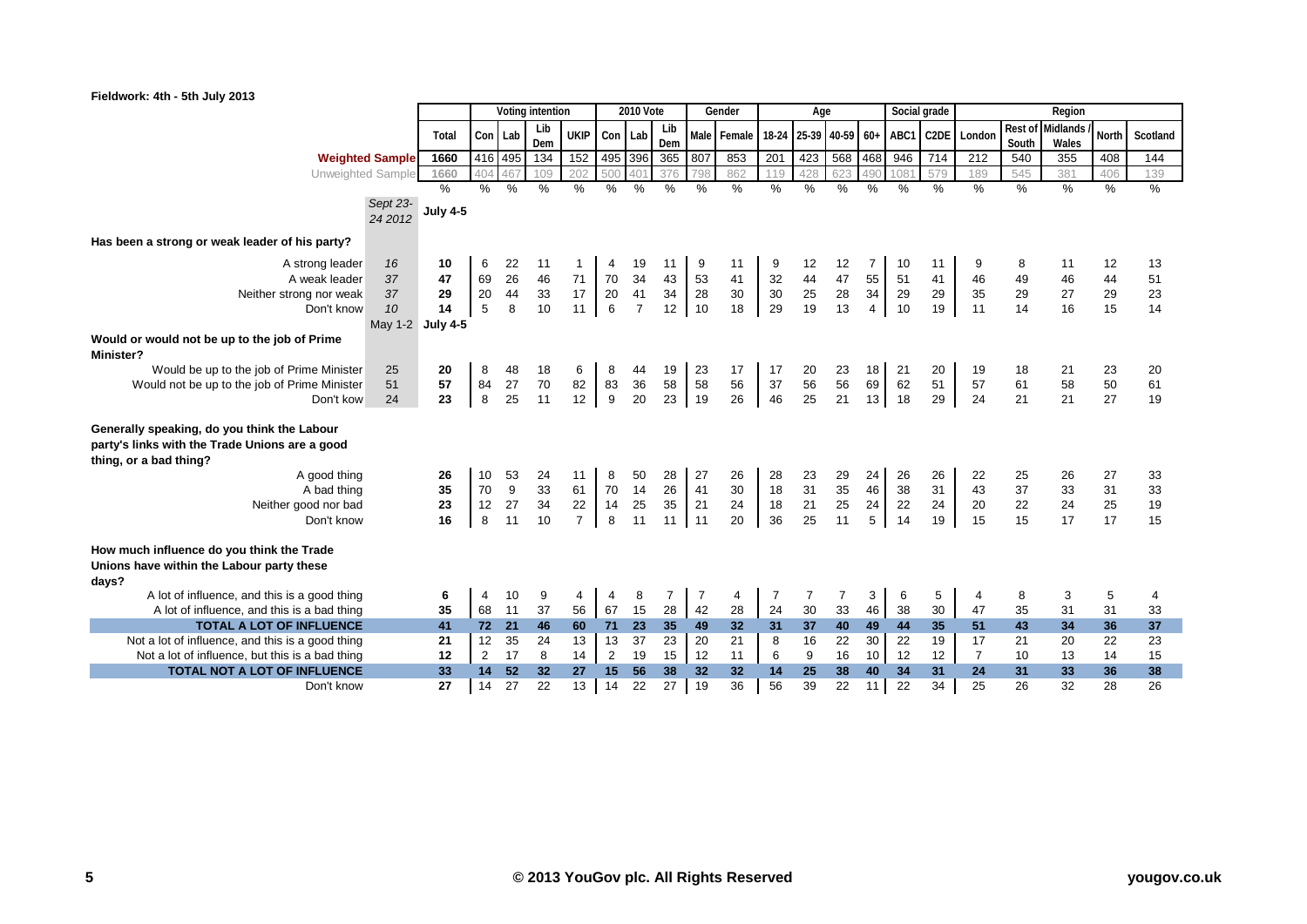Fieldwork: 4th - 5th July 2013

| | | Total | Voting intention | | | | 2010 Vote | | | Gender | | Age | | | | Social grade | | Region | | | | |
|---|---|---|---|---|---|---|---|---|---|---|---|---|---|---|---|---|---|---|---|---|---|---|
| | | | Con | Lab | Lib Dem | UKIP | Con | Lab | Lib Dem | Male | Female | 18-24 | 25-39 | 40-59 | 60+ | ABC1 | C2DE | London | Rest of South | Midlands / Wales | North | Scotland |
| Weighted Sample | | 1660 | 416 | 495 | 134 | 152 | 495 | 396 | 365 | 807 | 853 | 201 | 423 | 568 | 468 | 946 | 714 | 212 | 540 | 355 | 408 | 144 |
| Unweighted Sample | | 1660 | 404 | 467 | 109 | 202 | 500 | 401 | 376 | 798 | 862 | 119 | 428 | 623 | 490 | 1081 | 579 | 189 | 545 | 381 | 406 | 139 |
| | | % | % | % | % | % | % | % | % | % | % | % | % | % | % | % | % | % | % | % | % | % |
| | Sept 23-24 2012 | July 4-5 | | | | | | | | | | | | | | | | | | | | |
| **Has been a strong or weak leader of his party?** | | | | | | | | | | | | | | | | | | | | | | |
| A strong leader | 16 | 10 | 6 | 22 | 11 | 1 | 4 | 19 | 11 | 9 | 11 | 9 | 12 | 12 | 7 | 10 | 11 | 9 | 8 | 11 | 12 | 13 |
| A weak leader | 37 | 47 | 69 | 26 | 46 | 71 | 70 | 34 | 43 | 53 | 41 | 32 | 44 | 47 | 55 | 51 | 41 | 46 | 49 | 46 | 44 | 51 |
| Neither strong nor weak | 37 | 29 | 20 | 44 | 33 | 17 | 20 | 41 | 34 | 28 | 30 | 30 | 25 | 28 | 34 | 29 | 29 | 35 | 29 | 27 | 29 | 23 |
| Don't know | 10 | 14 | 5 | 8 | 10 | 11 | 6 | 7 | 12 | 10 | 18 | 29 | 19 | 13 | 4 | 10 | 19 | 11 | 14 | 16 | 15 | 14 |
| | May 1-2 | July 4-5 | | | | | | | | | | | | | | | | | | | | |
| **Would or would not be up to the job of Prime Minister?** | | | | | | | | | | | | | | | | | | | | | | |
| Would be up to the job of Prime Minister | 25 | 20 | 8 | 48 | 18 | 6 | 8 | 44 | 19 | 23 | 17 | 17 | 20 | 23 | 18 | 21 | 20 | 19 | 18 | 21 | 23 | 20 |
| Would not be up to the job of Prime Minister | 51 | 57 | 84 | 27 | 70 | 82 | 83 | 36 | 58 | 58 | 56 | 37 | 56 | 56 | 69 | 62 | 51 | 57 | 61 | 58 | 50 | 61 |
| Don't kow | 24 | 23 | 8 | 25 | 11 | 12 | 9 | 20 | 23 | 19 | 26 | 46 | 25 | 21 | 13 | 18 | 29 | 24 | 21 | 21 | 27 | 19 |
| **Generally speaking, do you think the Labour party's links with the Trade Unions are a good thing, or a bad thing?** | | | | | | | | | | | | | | | | | | | | | | |
| A good thing | | 26 | 10 | 53 | 24 | 11 | 8 | 50 | 28 | 27 | 26 | 28 | 23 | 29 | 24 | 26 | 26 | 22 | 25 | 26 | 27 | 33 |
| A bad thing | | 35 | 70 | 9 | 33 | 61 | 70 | 14 | 26 | 41 | 30 | 18 | 31 | 35 | 46 | 38 | 31 | 43 | 37 | 33 | 31 | 33 |
| Neither good nor bad | | 23 | 12 | 27 | 34 | 22 | 14 | 25 | 35 | 21 | 24 | 18 | 21 | 25 | 24 | 22 | 24 | 20 | 22 | 24 | 25 | 19 |
| Don't know | | 16 | 8 | 11 | 10 | 7 | 8 | 11 | 11 | 11 | 20 | 36 | 25 | 11 | 5 | 14 | 19 | 15 | 15 | 17 | 17 | 15 |
| **How much influence do you think the Trade Unions have within the Labour party these days?** | | | | | | | | | | | | | | | | | | | | | | |
| A lot of influence, and this is a good thing | | 6 | 4 | 10 | 9 | 4 | 4 | 8 | 7 | 7 | 4 | 7 | 7 | 7 | 3 | 6 | 5 | 4 | 8 | 3 | 5 | 4 |
| A lot of influence, and this is a bad thing | | 35 | 68 | 11 | 37 | 56 | 67 | 15 | 28 | 42 | 28 | 24 | 30 | 33 | 46 | 38 | 30 | 47 | 35 | 31 | 31 | 33 |
| **TOTAL A LOT OF INFLUENCE** | | **41** | **72** | **21** | **46** | **60** | **71** | **23** | **35** | **49** | **32** | **31** | **37** | **40** | **49** | **44** | **35** | **51** | **43** | **34** | **36** | **37** |
| Not a lot of influence, and this is a good thing | | 21 | 12 | 35 | 24 | 13 | 13 | 37 | 23 | 20 | 21 | 8 | 16 | 22 | 30 | 22 | 19 | 17 | 21 | 20 | 22 | 23 |
| Not a lot of influence, but this is a bad thing | | 12 | 2 | 17 | 8 | 14 | 2 | 19 | 15 | 12 | 11 | 6 | 9 | 16 | 10 | 12 | 12 | 7 | 10 | 13 | 14 | 15 |
| **TOTAL NOT A LOT OF INFLUENCE** | | **33** | **14** | **52** | **32** | **27** | **15** | **56** | **38** | **32** | **32** | **14** | **25** | **38** | **40** | **34** | **31** | **24** | **31** | **33** | **36** | **38** |
| Don't know | | 27 | 14 | 27 | 22 | 13 | 14 | 22 | 27 | 19 | 36 | 56 | 39 | 22 | 11 | 22 | 34 | 25 | 26 | 32 | 28 | 26 |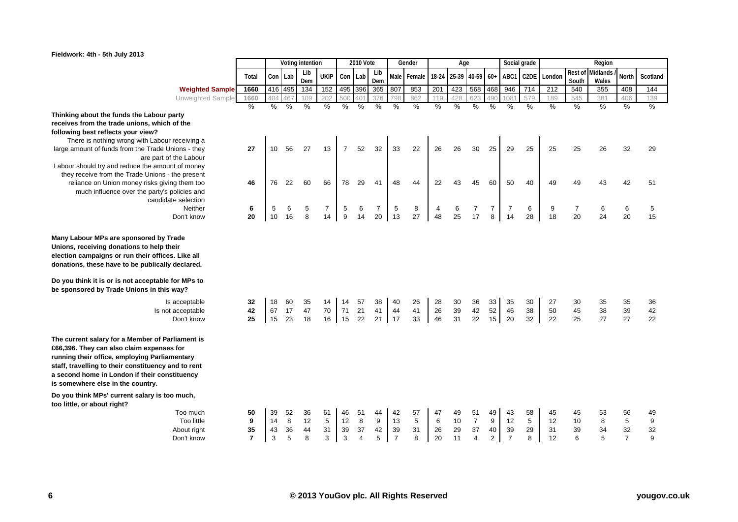Fieldwork: 4th - 5th July 2013

| | Total | Voting intention | | | | 2010 Vote | | | Gender | | Age | | | | Social grade | | Region | | | | |
|---|---|---|---|---|---|---|---|---|---|---|---|---|---|---|---|---|---|---|---|---|---|
| | | Con | Lab | Lib Dem | UKIP | Con | Lab | Lib Dem | Male | Female | 18-24 | 25-39 | 40-59 | 60+ | ABC1 | C2DE | London | Rest of South | Midlands / Wales | North | Scotland |
| **Weighted Sample** | 1660 | 416 | 495 | 134 | 152 | 495 | 396 | 365 | 807 | 853 | 201 | 423 | 568 | 468 | 946 | 714 | 212 | 540 | 355 | 408 | 144 |
| Unweighted Sample | 1660 | 404 | 467 | 109 | 202 | 500 | 401 | 376 | 798 | 862 | 119 | 428 | 623 | 490 | 1081 | 579 | 189 | 545 | 381 | 406 | 139 |
| | % | % | % | % | % | % | % | % | % | % | % | % | % | % | % | % | % | % | % | % | % |
| **Thinking about the funds the Labour party receives from the trade unions, which of the following best reflects your view?** | | | | | | | | | | | | | | | | | | | | | |
| There is nothing wrong with Labour receiving a large amount of funds from the Trade Unions - they are part of the Labour | 27 | 10 | 56 | 27 | 13 | 7 | 52 | 32 | 33 | 22 | 26 | 26 | 30 | 25 | 29 | 25 | 25 | 25 | 26 | 32 | 29 |
| Labour should try and reduce the amount of money they receive from the Trade Unions - the present reliance on Union money risks giving them too much influence over the party's policies and candidate selection | 46 | 76 | 22 | 60 | 66 | 78 | 29 | 41 | 48 | 44 | 22 | 43 | 45 | 60 | 50 | 40 | 49 | 49 | 43 | 42 | 51 |
| Neither | 6 | 5 | 6 | 5 | 7 | 5 | 6 | 7 | 5 | 8 | 4 | 6 | 7 | 7 | 7 | 6 | 9 | 7 | 6 | 6 | 5 |
| Don't know | 20 | 10 | 16 | 8 | 14 | 9 | 14 | 20 | 13 | 27 | 48 | 25 | 17 | 8 | 14 | 28 | 18 | 20 | 24 | 20 | 15 |
| **Many Labour MPs are sponsored by Trade Unions, receiving donations to help their election campaigns or run their offices. Like all donations, these have to be publically declared. Do you think it is or is not acceptable for MPs to be sponsored by Trade Unions in this way?** | | | | | | | | | | | | | | | | | | | | | |
| Is acceptable | 32 | 18 | 60 | 35 | 14 | 14 | 57 | 38 | 40 | 26 | 28 | 30 | 36 | 33 | 35 | 30 | 27 | 30 | 35 | 35 | 36 |
| Is not acceptable | 42 | 67 | 17 | 47 | 70 | 71 | 21 | 41 | 44 | 41 | 26 | 39 | 42 | 52 | 46 | 38 | 50 | 45 | 38 | 39 | 42 |
| Don't know | 25 | 15 | 23 | 18 | 16 | 15 | 22 | 21 | 17 | 33 | 46 | 31 | 22 | 15 | 20 | 32 | 22 | 25 | 27 | 27 | 22 |
| **The current salary for a Member of Parliament is £66,396. They can also claim expenses for running their office, employing Parliamentary staff, travelling to their constituency and to rent a second home in London if their constituency is somewhere else in the country. Do you think MPs' current salary is too much, too little, or about right?** | | | | | | | | | | | | | | | | | | | | | |
| Too much | 50 | 39 | 52 | 36 | 61 | 46 | 51 | 44 | 42 | 57 | 47 | 49 | 51 | 49 | 43 | 58 | 45 | 45 | 53 | 56 | 49 |
| Too little | 9 | 14 | 8 | 12 | 5 | 12 | 8 | 9 | 13 | 5 | 6 | 10 | 7 | 9 | 12 | 5 | 12 | 10 | 8 | 5 | 9 |
| About right | 35 | 43 | 36 | 44 | 31 | 39 | 37 | 42 | 39 | 31 | 26 | 29 | 37 | 40 | 39 | 29 | 31 | 39 | 34 | 32 | 32 |
| Don't know | 7 | 3 | 5 | 8 | 3 | 3 | 4 | 5 | 7 | 8 | 20 | 11 | 4 | 2 | 7 | 8 | 12 | 6 | 5 | 7 | 9 |

© 2013 YouGov plc. All Rights Reserved

yougov.co.uk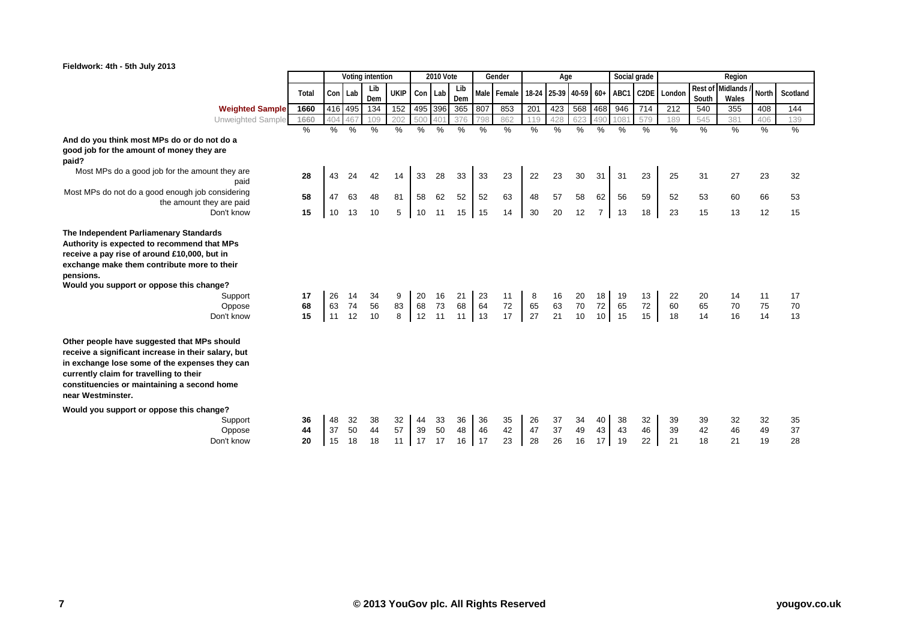**Fieldwork: 4th - 5th July 2013**

| | Total | Voting intention | | | | 2010 Vote | | | Gender | | Age | | | | Social grade | | Region | | | | |
|---|---|---|---|---|---|---|---|---|---|---|---|---|---|---|---|---|---|---|---|---|---|
| | | Con | Lab | Lib Dem | UKIP | Con | Lab | Lib Dem | Male | Female | 18-24 | 25-39 | 40-59 | 60+ | ABC1 | C2DE | London | Rest of South | Midlands / Wales | North | Scotland |
| **Weighted Sample** | 1660 | 416 | 495 | 134 | 152 | 495 | 396 | 365 | 807 | 853 | 201 | 423 | 568 | 468 | 946 | 714 | 212 | 540 | 355 | 408 | 144 |
| Unweighted Sample | 1660 | 404 | 467 | 109 | 202 | 500 | 401 | 376 | 798 | 862 | 119 | 428 | 623 | 490 | 1081 | 579 | 189 | 545 | 381 | 406 | 139 |
| | % | % | % | % | % | % | % | % | % | % | % | % | % | % | % | % | % | % | % | % | % |
| **And do you think most MPs do or do not do a good job for the amount of money they are paid?** | | | | | | | | | | | | | | | | | | | | | |
| Most MPs do a good job for the amount they are paid | 28 | 43 | 24 | 42 | 14 | 33 | 28 | 33 | 33 | 23 | 22 | 23 | 30 | 31 | 31 | 23 | 25 | 31 | 27 | 23 | 32 |
| Most MPs do not do a good enough job considering the amount they are paid | 58 | 47 | 63 | 48 | 81 | 58 | 62 | 52 | 52 | 63 | 48 | 57 | 58 | 62 | 56 | 59 | 52 | 53 | 60 | 66 | 53 |
| Don't know | 15 | 10 | 13 | 10 | 5 | 10 | 11 | 15 | 15 | 14 | 30 | 20 | 12 | 7 | 13 | 18 | 23 | 15 | 13 | 12 | 15 |
| **The Independent Parliamenary Standards Authority is expected to recommend that MPs receive a pay rise of around £10,000, but in exchange make them contribute more to their pensions. Would you support or oppose this change?** | | | | | | | | | | | | | | | | | | | | | |
| Support | 17 | 26 | 14 | 34 | 9 | 20 | 16 | 21 | 23 | 11 | 8 | 16 | 20 | 18 | 19 | 13 | 22 | 20 | 14 | 11 | 17 |
| Oppose | 68 | 63 | 74 | 56 | 83 | 68 | 73 | 68 | 64 | 72 | 65 | 63 | 70 | 72 | 65 | 72 | 60 | 65 | 70 | 75 | 70 |
| Don't know | 15 | 11 | 12 | 10 | 8 | 12 | 11 | 11 | 13 | 17 | 27 | 21 | 10 | 10 | 15 | 15 | 18 | 14 | 16 | 14 | 13 |
| **Other people have suggested that MPs should receive a significant increase in their salary, but in exchange lose some of the expenses they can currently claim for travelling to their constituencies or maintaining a second home near Westminster. Would you support or oppose this change?** | | | | | | | | | | | | | | | | | | | | | |
| Support | 36 | 48 | 32 | 38 | 32 | 44 | 33 | 36 | 36 | 35 | 26 | 37 | 34 | 40 | 38 | 32 | 39 | 39 | 32 | 32 | 35 |
| Oppose | 44 | 37 | 50 | 44 | 57 | 39 | 50 | 48 | 46 | 42 | 47 | 37 | 49 | 43 | 43 | 46 | 39 | 42 | 46 | 49 | 37 |
| Don't know | 20 | 15 | 18 | 18 | 11 | 17 | 17 | 16 | 17 | 23 | 28 | 26 | 16 | 17 | 19 | 22 | 21 | 18 | 21 | 19 | 28 |

© 2013 YouGov plc. All Rights Reserved

yougov.co.uk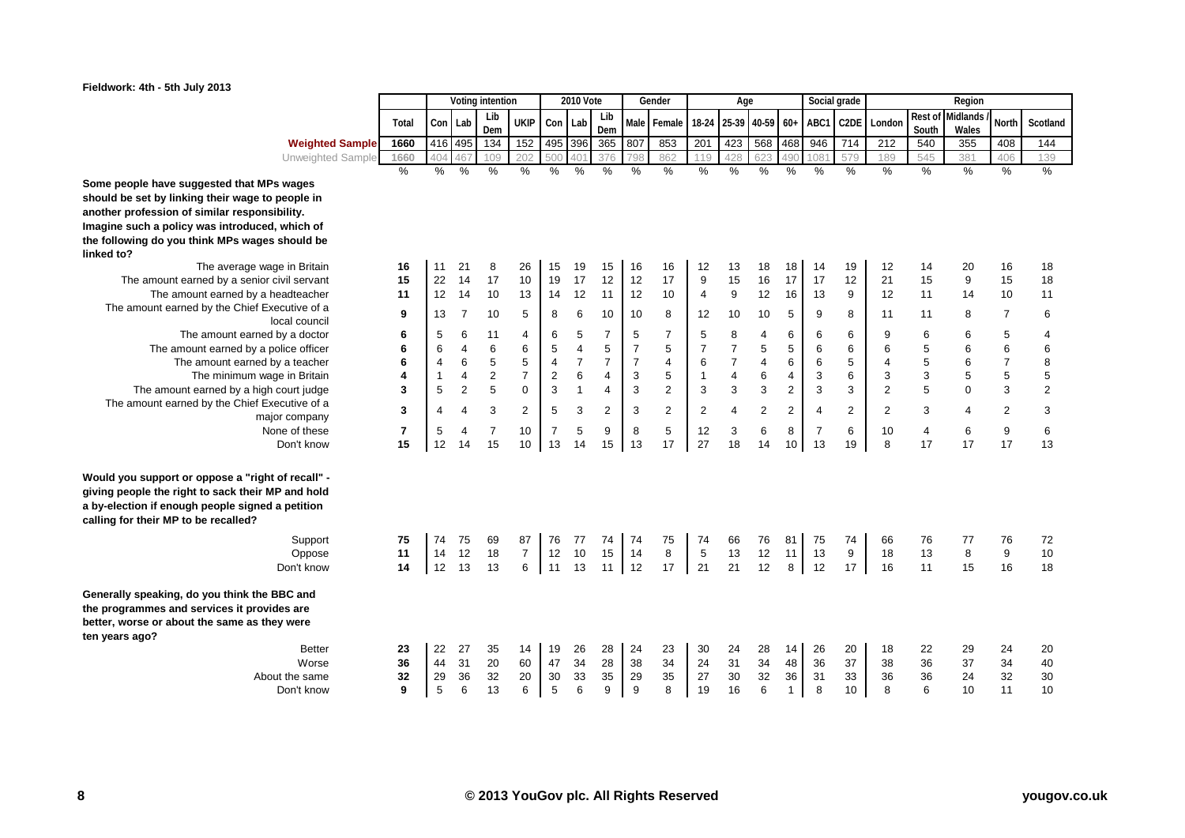Fieldwork: 4th - 5th July 2013

| | Total | Voting intention | | | | 2010 Vote | | | Gender | | Age | | | | Social grade | | Region | | | | |
|---|---|---|---|---|---|---|---|---|---|---|---|---|---|---|---|---|---|---|---|---|---|
| | | Con | Lab | Lib Dem | UKIP | Con | Lab | Lib Dem | Male | Female | 18-24 | 25-39 | 40-59 | 60+ | ABC1 | C2DE | London | Rest of South | Midlands / Wales | North | Scotland |
| **Weighted Sample** | 1660 | 416 | 495 | 134 | 152 | 495 | 396 | 365 | 807 | 853 | 201 | 423 | 568 | 468 | 946 | 714 | 212 | 540 | 355 | 408 | 144 |
| Unweighted Sample | 1660 | 404 | 467 | 109 | 202 | 500 | 401 | 376 | 798 | 862 | 119 | 428 | 623 | 490 | 1081 | 579 | 189 | 545 | 381 | 406 | 139 |
| | % | % | % | % | % | % | % | % | % | % | % | % | % | % | % | % | % | % | % | % | % |
| **Some people have suggested that MPs wages should be set by linking their wage to people in another profession of similar responsibility. Imagine such a policy was introduced, which of the following do you think MPs wages should be linked to?** | | | | | | | | | | | | | | | | | | | | | |
| The average wage in Britain | 16 | 11 | 21 | 8 | 26 | 15 | 19 | 15 | 16 | 16 | 12 | 13 | 18 | 18 | 14 | 19 | 12 | 14 | 20 | 16 | 18 |
| The amount earned by a senior civil servant | 15 | 22 | 14 | 17 | 10 | 19 | 17 | 12 | 12 | 17 | 9 | 15 | 16 | 17 | 17 | 12 | 21 | 15 | 9 | 15 | 18 |
| The amount earned by a headteacher | 11 | 12 | 14 | 10 | 13 | 14 | 12 | 11 | 12 | 10 | 4 | 9 | 12 | 16 | 13 | 9 | 12 | 11 | 14 | 10 | 11 |
| The amount earned by the Chief Executive of a local council | 9 | 13 | 7 | 10 | 5 | 8 | 6 | 10 | 10 | 8 | 12 | 10 | 10 | 5 | 9 | 8 | 11 | 11 | 8 | 7 | 6 |
| The amount earned by a doctor | 6 | 5 | 6 | 11 | 4 | 6 | 5 | 7 | 5 | 7 | 5 | 8 | 4 | 6 | 6 | 6 | 9 | 6 | 6 | 5 | 4 |
| The amount earned by a police officer | 6 | 6 | 4 | 6 | 6 | 5 | 4 | 5 | 7 | 5 | 7 | 7 | 5 | 5 | 6 | 6 | 6 | 5 | 6 | 6 | 6 |
| The amount earned by a teacher | 6 | 4 | 6 | 5 | 5 | 4 | 7 | 7 | 7 | 4 | 6 | 7 | 4 | 6 | 6 | 5 | 4 | 5 | 6 | 7 | 8 |
| The minimum wage in Britain | 4 | 1 | 4 | 2 | 7 | 2 | 6 | 4 | 3 | 5 | 1 | 4 | 6 | 4 | 3 | 6 | 3 | 3 | 5 | 5 | 5 |
| The amount earned by a high court judge | 3 | 5 | 2 | 5 | 0 | 3 | 1 | 4 | 3 | 2 | 3 | 3 | 3 | 2 | 3 | 3 | 2 | 5 | 0 | 3 | 2 |
| The amount earned by the Chief Executive of a major company | 3 | 4 | 4 | 3 | 2 | 5 | 3 | 2 | 3 | 2 | 2 | 4 | 2 | 2 | 4 | 2 | 2 | 3 | 4 | 2 | 3 |
| None of these | 7 | 5 | 4 | 7 | 10 | 7 | 5 | 9 | 8 | 5 | 12 | 3 | 6 | 8 | 7 | 6 | 10 | 4 | 6 | 9 | 6 |
| Don't know | 15 | 12 | 14 | 15 | 10 | 13 | 14 | 15 | 13 | 17 | 27 | 18 | 14 | 10 | 13 | 19 | 8 | 17 | 17 | 17 | 13 |
| **Would you support or oppose a "right of recall" - giving people the right to sack their MP and hold a by-election if enough people signed a petition calling for their MP to be recalled?** | | | | | | | | | | | | | | | | | | | | | |
| Support | 75 | 74 | 75 | 69 | 87 | 76 | 77 | 74 | 74 | 75 | 74 | 66 | 76 | 81 | 75 | 74 | 66 | 76 | 77 | 76 | 72 |
| Oppose | 11 | 14 | 12 | 18 | 7 | 12 | 10 | 15 | 14 | 8 | 5 | 13 | 12 | 11 | 13 | 9 | 18 | 13 | 8 | 9 | 10 |
| Don't know | 14 | 12 | 13 | 13 | 6 | 11 | 13 | 11 | 12 | 17 | 21 | 21 | 12 | 8 | 12 | 17 | 16 | 11 | 15 | 16 | 18 |
| **Generally speaking, do you think the BBC and the programmes and services it provides are better, worse or about the same as they were ten years ago?** | | | | | | | | | | | | | | | | | | | | | |
| Better | 23 | 22 | 27 | 35 | 14 | 19 | 26 | 28 | 24 | 23 | 30 | 24 | 28 | 14 | 26 | 20 | 18 | 22 | 29 | 24 | 20 |
| Worse | 36 | 44 | 31 | 20 | 60 | 47 | 34 | 28 | 38 | 34 | 24 | 31 | 34 | 48 | 36 | 37 | 38 | 36 | 37 | 34 | 40 |
| About the same | 32 | 29 | 36 | 32 | 20 | 30 | 33 | 35 | 29 | 35 | 27 | 30 | 32 | 36 | 31 | 33 | 36 | 36 | 24 | 32 | 30 |
| Don't know | 9 | 5 | 6 | 13 | 6 | 5 | 6 | 9 | 9 | 8 | 19 | 16 | 6 | 1 | 8 | 10 | 8 | 6 | 10 | 11 | 10 |

© 2013 YouGov plc. All Rights Reserved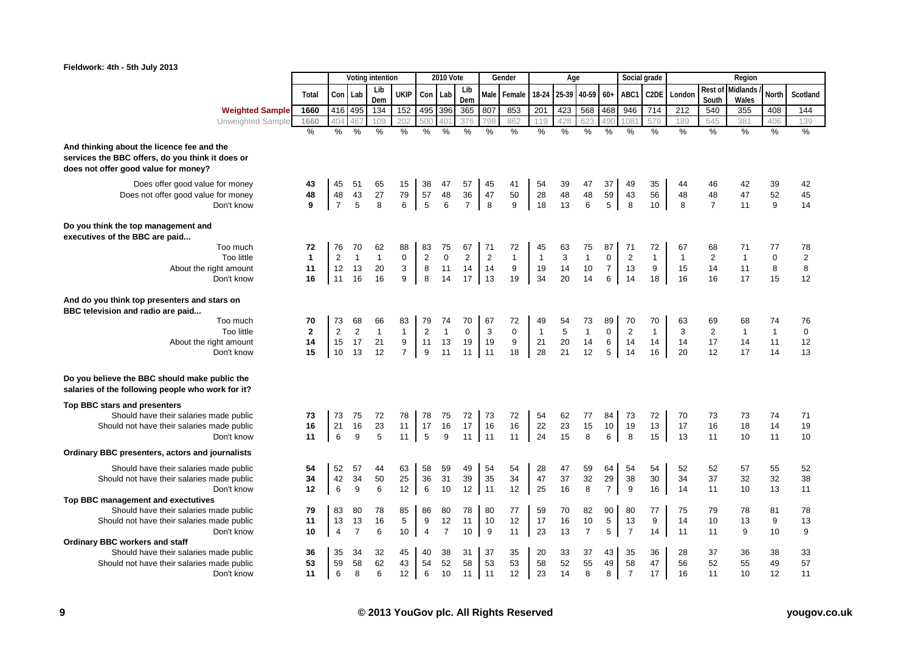Fieldwork: 4th - 5th July 2013

| | Total | Voting intention | | | | 2010 Vote | | | Gender | | Age | | | | Social grade | | Region | | | | |
|---|---|---|---|---|---|---|---|---|---|---|---|---|---|---|---|---|---|---|---|---|---|
| | | Con | Lab | Lib Dem | UKIP | Con | Lab | Lib Dem | Male | Female | 18-24 | 25-39 | 40-59 | 60+ | ABC1 | C2DE | London | Rest of South | Midlands / Wales | North | Scotland |
| **Weighted Sample** | 1660 | 416 | 495 | 134 | 152 | 495 | 396 | 365 | 807 | 853 | 201 | 423 | 568 | 468 | 946 | 714 | 212 | 540 | 355 | 408 | 144 |
| Unweighted Sample | 1660 | 404 | 467 | 109 | 202 | 500 | 401 | 376 | 798 | 862 | 119 | 428 | 623 | 490 | 1081 | 579 | 189 | 545 | 381 | 406 | 139 |
| | % | % | % | % | % | % | % | % | % | % | % | % | % | % | % | % | % | % | % | % | % |
| **And thinking about the licence fee and the services the BBC offers, do you think it does or does not offer good value for money?** | | | | | | | | | | | | | | | | | | | | | |
| Does offer good value for money | 43 | 45 | 51 | 65 | 15 | 38 | 47 | 57 | 45 | 41 | 54 | 39 | 47 | 37 | 49 | 35 | 44 | 46 | 42 | 39 | 42 |
| Does not offer good value for money | 48 | 48 | 43 | 27 | 79 | 57 | 48 | 36 | 47 | 50 | 28 | 48 | 48 | 59 | 43 | 56 | 48 | 48 | 47 | 52 | 45 |
| Don't know | 9 | 7 | 5 | 8 | 6 | 5 | 6 | 7 | 8 | 9 | 18 | 13 | 6 | 5 | 8 | 10 | 8 | 7 | 11 | 9 | 14 |
| **Do you think the top management and executives of the BBC are paid...** | | | | | | | | | | | | | | | | | | | | | |
| Too much | 72 | 76 | 70 | 62 | 88 | 83 | 75 | 67 | 71 | 72 | 45 | 63 | 75 | 87 | 71 | 72 | 67 | 68 | 71 | 77 | 78 |
| Too little | 1 | 2 | 1 | 1 | 0 | 2 | 0 | 2 | 2 | 1 | 1 | 3 | 1 | 0 | 2 | 1 | 1 | 2 | 1 | 0 | 2 |
| About the right amount | 11 | 12 | 13 | 20 | 3 | 8 | 11 | 14 | 14 | 9 | 19 | 14 | 10 | 7 | 13 | 9 | 15 | 14 | 11 | 8 | 8 |
| Don't know | 16 | 11 | 16 | 16 | 9 | 8 | 14 | 17 | 13 | 19 | 34 | 20 | 14 | 6 | 14 | 18 | 16 | 16 | 17 | 15 | 12 |
| **And do you think top presenters and stars on BBC television and radio are paid...** | | | | | | | | | | | | | | | | | | | | | |
| Too much | 70 | 73 | 68 | 66 | 83 | 79 | 74 | 70 | 67 | 72 | 49 | 54 | 73 | 89 | 70 | 70 | 63 | 69 | 68 | 74 | 76 |
| Too little | 2 | 2 | 2 | 1 | 1 | 2 | 1 | 0 | 3 | 0 | 1 | 5 | 1 | 0 | 2 | 1 | 3 | 2 | 1 | 1 | 0 |
| About the right amount | 14 | 15 | 17 | 21 | 9 | 11 | 13 | 19 | 19 | 9 | 21 | 20 | 14 | 6 | 14 | 14 | 14 | 17 | 14 | 11 | 12 |
| Don't know | 15 | 10 | 13 | 12 | 7 | 9 | 11 | 11 | 11 | 18 | 28 | 21 | 12 | 5 | 14 | 16 | 20 | 12 | 17 | 14 | 13 |
| **Do you believe the BBC should make public the salaries of the following people who work for it?** | | | | | | | | | | | | | | | | | | | | | |
| **Top BBC stars and presenters** | | | | | | | | | | | | | | | | | | | | | |
| Should have their salaries made public | 73 | 73 | 75 | 72 | 78 | 78 | 75 | 72 | 73 | 72 | 54 | 62 | 77 | 84 | 73 | 72 | 70 | 73 | 73 | 74 | 71 |
| Should not have their salaries made public | 16 | 21 | 16 | 23 | 11 | 17 | 16 | 17 | 16 | 16 | 22 | 23 | 15 | 10 | 19 | 13 | 17 | 16 | 18 | 14 | 19 |
| Don't know | 11 | 6 | 9 | 5 | 11 | 5 | 9 | 11 | 11 | 11 | 24 | 15 | 8 | 6 | 8 | 15 | 13 | 11 | 10 | 11 | 10 |
| **Ordinary BBC presenters, actors and journalists** | | | | | | | | | | | | | | | | | | | | | |
| Should have their salaries made public | 54 | 52 | 57 | 44 | 63 | 58 | 59 | 49 | 54 | 54 | 28 | 47 | 59 | 64 | 54 | 54 | 52 | 52 | 57 | 55 | 52 |
| Should not have their salaries made public | 34 | 42 | 34 | 50 | 25 | 36 | 31 | 39 | 35 | 34 | 47 | 37 | 32 | 29 | 38 | 30 | 34 | 37 | 32 | 32 | 38 |
| Don't know | 12 | 6 | 9 | 6 | 12 | 6 | 10 | 12 | 11 | 12 | 25 | 16 | 8 | 7 | 9 | 16 | 14 | 11 | 10 | 13 | 11 |
| **Top BBC management and exectutives** | | | | | | | | | | | | | | | | | | | | | |
| Should have their salaries made public | 79 | 83 | 80 | 78 | 85 | 86 | 80 | 78 | 80 | 77 | 59 | 70 | 82 | 90 | 80 | 77 | 75 | 79 | 78 | 81 | 78 |
| Should not have their salaries made public | 11 | 13 | 13 | 16 | 5 | 9 | 12 | 11 | 10 | 12 | 17 | 16 | 10 | 5 | 13 | 9 | 14 | 10 | 13 | 9 | 13 |
| Don't know | 10 | 4 | 7 | 6 | 10 | 4 | 7 | 10 | 9 | 11 | 23 | 13 | 7 | 5 | 7 | 14 | 11 | 11 | 9 | 10 | 9 |
| **Ordinary BBC workers and staff** | | | | | | | | | | | | | | | | | | | | | |
| Should have their salaries made public | 36 | 35 | 34 | 32 | 45 | 40 | 38 | 31 | 37 | 35 | 20 | 33 | 37 | 43 | 35 | 36 | 28 | 37 | 36 | 38 | 33 |
| Should not have their salaries made public | 53 | 59 | 58 | 62 | 43 | 54 | 52 | 58 | 53 | 53 | 58 | 52 | 55 | 49 | 58 | 47 | 56 | 52 | 55 | 49 | 57 |
| Don't know | 11 | 6 | 8 | 6 | 12 | 6 | 10 | 11 | 11 | 12 | 23 | 14 | 8 | 8 | 7 | 17 | 16 | 11 | 10 | 12 | 11 |

© 2013 YouGov plc. All Rights Reserved

yougov.co.uk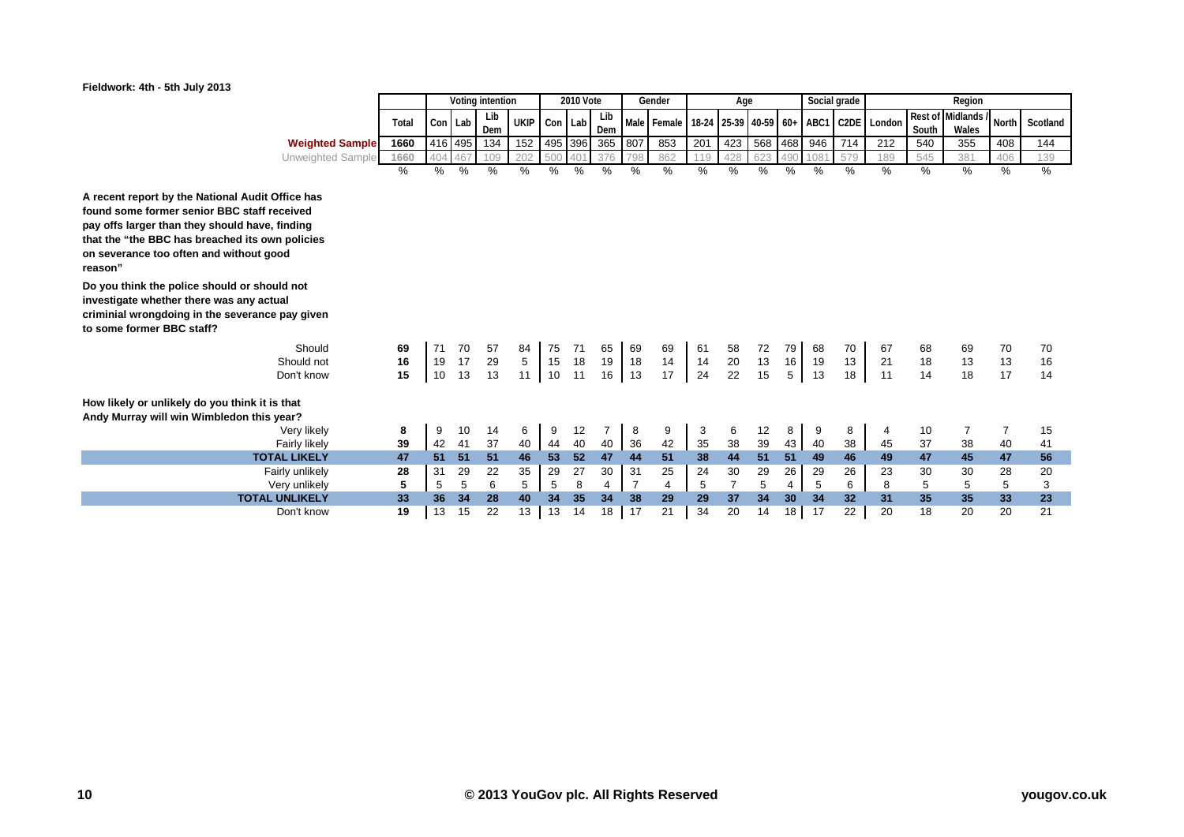Fieldwork: 4th - 5th July 2013

| | Total | Voting intention | | | | 2010 Vote | | | Gender | | Age | | | | Social grade | | Region | | | | |
|---|---|---|---|---|---|---|---|---|---|---|---|---|---|---|---|---|---|---|---|---|---|
| | | Con | Lab | Lib Dem | UKIP | Con | Lab | Lib Dem | Male | Female | 18-24 | 25-39 | 40-59 | 60+ | ABC1 | C2DE | London | Rest of South | Midlands / Wales | North | Scotland |
| **Weighted Sample** | 1660 | 416 | 495 | 134 | 152 | 495 | 396 | 365 | 807 | 853 | 201 | 423 | 568 | 468 | 946 | 714 | 212 | 540 | 355 | 408 | 144 |
| Unweighted Sample | 1660 | 404 | 467 | 109 | 202 | 500 | 401 | 376 | 798 | 862 | 119 | 428 | 623 | 490 | 1081 | 579 | 189 | 545 | 381 | 406 | 139 |
| | % | % | % | % | % | % | % | % | % | % | % | % | % | % | % | % | % | % | % | % | % |
| **A recent report by the National Audit Office has found some former senior BBC staff received pay offs larger than they should have, finding that the "the BBC has breached its own policies on severance too often and without good reason"** | | | | | | | | | | | | | | | | | | | | | |
| **Do you think the police should or should not investigate whether there was any actual criminial wrongdoing in the severance pay given to some former BBC staff?** | | | | | | | | | | | | | | | | | | | | | |
| Should | 69 | 71 | 70 | 57 | 84 | 75 | 71 | 65 | 69 | 69 | 61 | 58 | 72 | 79 | 68 | 70 | 67 | 68 | 69 | 70 | 70 |
| Should not | 16 | 19 | 17 | 29 | 5 | 15 | 18 | 19 | 18 | 14 | 14 | 20 | 13 | 16 | 19 | 13 | 21 | 18 | 13 | 13 | 16 |
| Don't know | 15 | 10 | 13 | 13 | 11 | 10 | 11 | 16 | 13 | 17 | 24 | 22 | 15 | 5 | 13 | 18 | 11 | 14 | 18 | 17 | 14 |
| **How likely or unlikely do you think it is that Andy Murray will win Wimbledon this year?** | | | | | | | | | | | | | | | | | | | | | |
| Very likely | 8 | 9 | 10 | 14 | 6 | 9 | 12 | 7 | 8 | 9 | 3 | 6 | 12 | 8 | 9 | 8 | 4 | 10 | 7 | 7 | 15 |
| Fairly likely | 39 | 42 | 41 | 37 | 40 | 44 | 40 | 40 | 36 | 42 | 35 | 38 | 39 | 43 | 40 | 38 | 45 | 37 | 38 | 40 | 41 |
| **TOTAL LIKELY** | **47** | **51** | **51** | **51** | **46** | **53** | **52** | **47** | **44** | **51** | **38** | **44** | **51** | **51** | **49** | **46** | **49** | **47** | **45** | **47** | **56** |
| Fairly unlikely | 28 | 31 | 29 | 22 | 35 | 29 | 27 | 30 | 31 | 25 | 24 | 30 | 29 | 26 | 29 | 26 | 23 | 30 | 30 | 28 | 20 |
| Very unlikely | 5 | 5 | 5 | 6 | 5 | 5 | 8 | 4 | 7 | 4 | 5 | 7 | 5 | 4 | 5 | 6 | 8 | 5 | 5 | 5 | 3 |
| **TOTAL UNLIKELY** | **33** | **36** | **34** | **28** | **40** | **34** | **35** | **34** | **38** | **29** | **29** | **37** | **34** | **30** | **34** | **32** | **31** | **35** | **35** | **33** | **23** |
| Don't know | 19 | 13 | 15 | 22 | 13 | 13 | 14 | 18 | 17 | 21 | 34 | 20 | 14 | 18 | 17 | 22 | 20 | 18 | 20 | 20 | 21 |

© 2013 YouGov plc. All Rights Reserved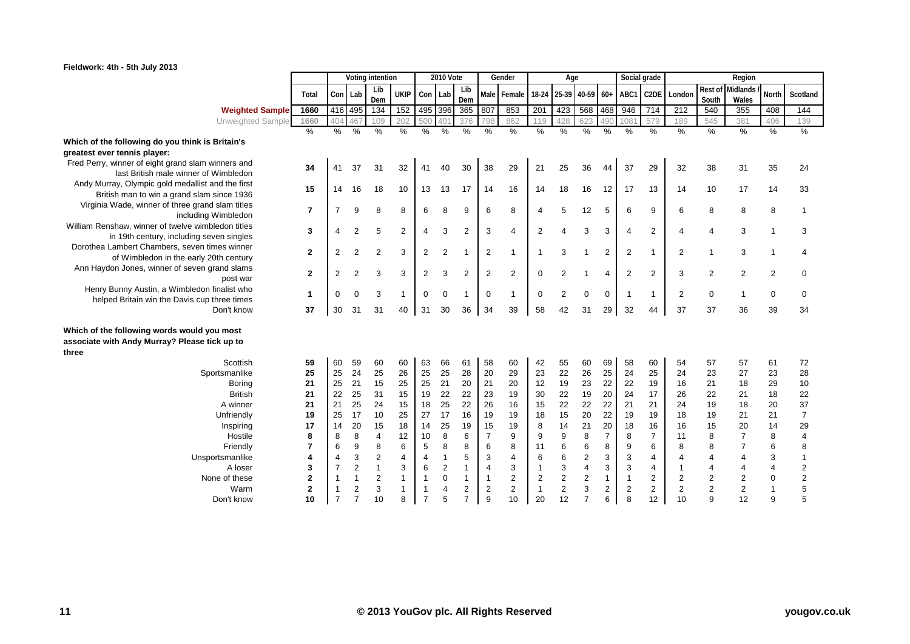**Fieldwork: 4th - 5th July 2013**

| | Total | Voting intention | | | | 2010 Vote | | | Gender | | Age | | | | Social grade | | Region | | | | |
|---|---|---|---|---|---|---|---|---|---|---|---|---|---|---|---|---|---|---|---|---|---|
| | | Con | Lab | Lib Dem | UKIP | Con | Lab | Lib Dem | Male | Female | 18-24 | 25-39 | 40-59 | 60+ | ABC1 | C2DE | London | Rest of South | Midlands / Wales | North | Scotland |
| **Weighted Sample** | 1660 | 416 | 495 | 134 | 152 | 495 | 396 | 365 | 807 | 853 | 201 | 423 | 568 | 468 | 946 | 714 | 212 | 540 | 355 | 408 | 144 |
| Unweighted Sample | 1660 | 404 | 467 | 109 | 202 | 500 | 401 | 376 | 798 | 862 | 119 | 428 | 623 | 490 | 1081 | 579 | 189 | 545 | 381 | 406 | 139 |
| | % | % | % | % | % | % | % | % | % | % | % | % | % | % | % | % | % | % | % | % | % |
| **Which of the following do you think is Britain's greatest ever tennis player:** | | | | | | | | | | | | | | | | | | | | | |
| Fred Perry, winner of eight grand slam winners and last British male winner of Wimbledon | 34 | 41 | 37 | 31 | 32 | 41 | 40 | 30 | 38 | 29 | 21 | 25 | 36 | 44 | 37 | 29 | 32 | 38 | 31 | 35 | 24 |
| Andy Murray, Olympic gold medallist and the first British man to win a grand slam since 1936 | 15 | 14 | 16 | 18 | 10 | 13 | 13 | 17 | 14 | 16 | 14 | 18 | 16 | 12 | 17 | 13 | 14 | 10 | 17 | 14 | 33 |
| Virginia Wade, winner of three grand slam titles including Wimbledon | 7 | 7 | 9 | 8 | 8 | 6 | 8 | 9 | 6 | 8 | 4 | 5 | 12 | 5 | 6 | 9 | 6 | 8 | 8 | 8 | 1 |
| William Renshaw, winner of twelve wimbledon titles in 19th century, including seven singles | 3 | 4 | 2 | 5 | 2 | 4 | 3 | 2 | 3 | 4 | 2 | 4 | 3 | 3 | 4 | 2 | 4 | 4 | 3 | 1 | 3 |
| Dorothea Lambert Chambers, seven times winner of Wimbledon in the early 20th century | 2 | 2 | 2 | 2 | 3 | 2 | 2 | 1 | 2 | 1 | 1 | 3 | 1 | 2 | 2 | 1 | 2 | 1 | 3 | 1 | 4 |
| Ann Haydon Jones, winner of seven grand slams post war | 2 | 2 | 2 | 3 | 3 | 2 | 3 | 2 | 2 | 2 | 0 | 2 | 1 | 4 | 2 | 2 | 3 | 2 | 2 | 2 | 0 |
| Henry Bunny Austin, a Wimbledon finalist who helped Britain win the Davis cup three times | 1 | 0 | 0 | 3 | 1 | 0 | 0 | 1 | 0 | 1 | 0 | 2 | 0 | 0 | 1 | 1 | 2 | 0 | 1 | 0 | 0 |
| Don't know | 37 | 30 | 31 | 31 | 40 | 31 | 30 | 36 | 34 | 39 | 58 | 42 | 31 | 29 | 32 | 44 | 37 | 37 | 36 | 39 | 34 |
| **Which of the following words would you most associate with Andy Murray? Please tick up to three** | | | | | | | | | | | | | | | | | | | | | |
| Scottish | 59 | 60 | 59 | 60 | 60 | 63 | 66 | 61 | 58 | 60 | 42 | 55 | 60 | 69 | 58 | 60 | 54 | 57 | 57 | 61 | 72 |
| Sportsmanlike | 25 | 25 | 24 | 25 | 26 | 25 | 25 | 28 | 20 | 29 | 23 | 22 | 26 | 25 | 24 | 25 | 24 | 23 | 27 | 23 | 28 |
| Boring | 21 | 25 | 21 | 15 | 25 | 25 | 21 | 20 | 21 | 20 | 12 | 19 | 23 | 22 | 22 | 19 | 16 | 21 | 18 | 29 | 10 |
| British | 21 | 22 | 25 | 31 | 15 | 19 | 22 | 22 | 23 | 19 | 30 | 22 | 19 | 20 | 24 | 17 | 26 | 22 | 21 | 18 | 22 |
| A winner | 21 | 21 | 25 | 24 | 15 | 18 | 25 | 22 | 26 | 16 | 15 | 22 | 22 | 22 | 21 | 21 | 24 | 19 | 18 | 20 | 37 |
| Unfriendly | 19 | 25 | 17 | 10 | 25 | 27 | 17 | 16 | 19 | 19 | 18 | 15 | 20 | 22 | 19 | 19 | 18 | 19 | 21 | 21 | 7 |
| Inspiring | 17 | 14 | 20 | 15 | 18 | 14 | 25 | 19 | 15 | 19 | 8 | 14 | 21 | 20 | 18 | 16 | 16 | 15 | 20 | 14 | 29 |
| Hostile | 8 | 8 | 8 | 4 | 12 | 10 | 8 | 6 | 7 | 9 | 9 | 9 | 8 | 7 | 8 | 7 | 11 | 8 | 7 | 8 | 4 |
| Friendly | 7 | 6 | 9 | 8 | 6 | 5 | 8 | 8 | 6 | 8 | 11 | 6 | 6 | 8 | 9 | 6 | 8 | 8 | 7 | 6 | 8 |
| Unsportsmanlike | 4 | 4 | 3 | 2 | 4 | 4 | 1 | 5 | 3 | 4 | 6 | 6 | 2 | 3 | 3 | 4 | 4 | 4 | 4 | 3 | 1 |
| A loser | 3 | 7 | 2 | 1 | 3 | 6 | 2 | 1 | 4 | 3 | 1 | 3 | 4 | 3 | 3 | 4 | 1 | 4 | 4 | 4 | 2 |
| None of these | 2 | 1 | 1 | 2 | 1 | 1 | 0 | 1 | 2 | 2 | 2 | 2 | 2 | 1 | 1 | 2 | 2 | 2 | 2 | 0 | 2 |
| Warm | 2 | 1 | 2 | 3 | 1 | 1 | 4 | 2 | 2 | 2 | 1 | 2 | 3 | 2 | 2 | 2 | 2 | 2 | 2 | 1 | 5 |
| Don't know | 10 | 7 | 7 | 10 | 8 | 7 | 5 | 7 | 9 | 10 | 20 | 12 | 7 | 6 | 8 | 12 | 10 | 9 | 12 | 9 | 5 |

© 2013 YouGov plc. All Rights Reserved

yougov.co.uk